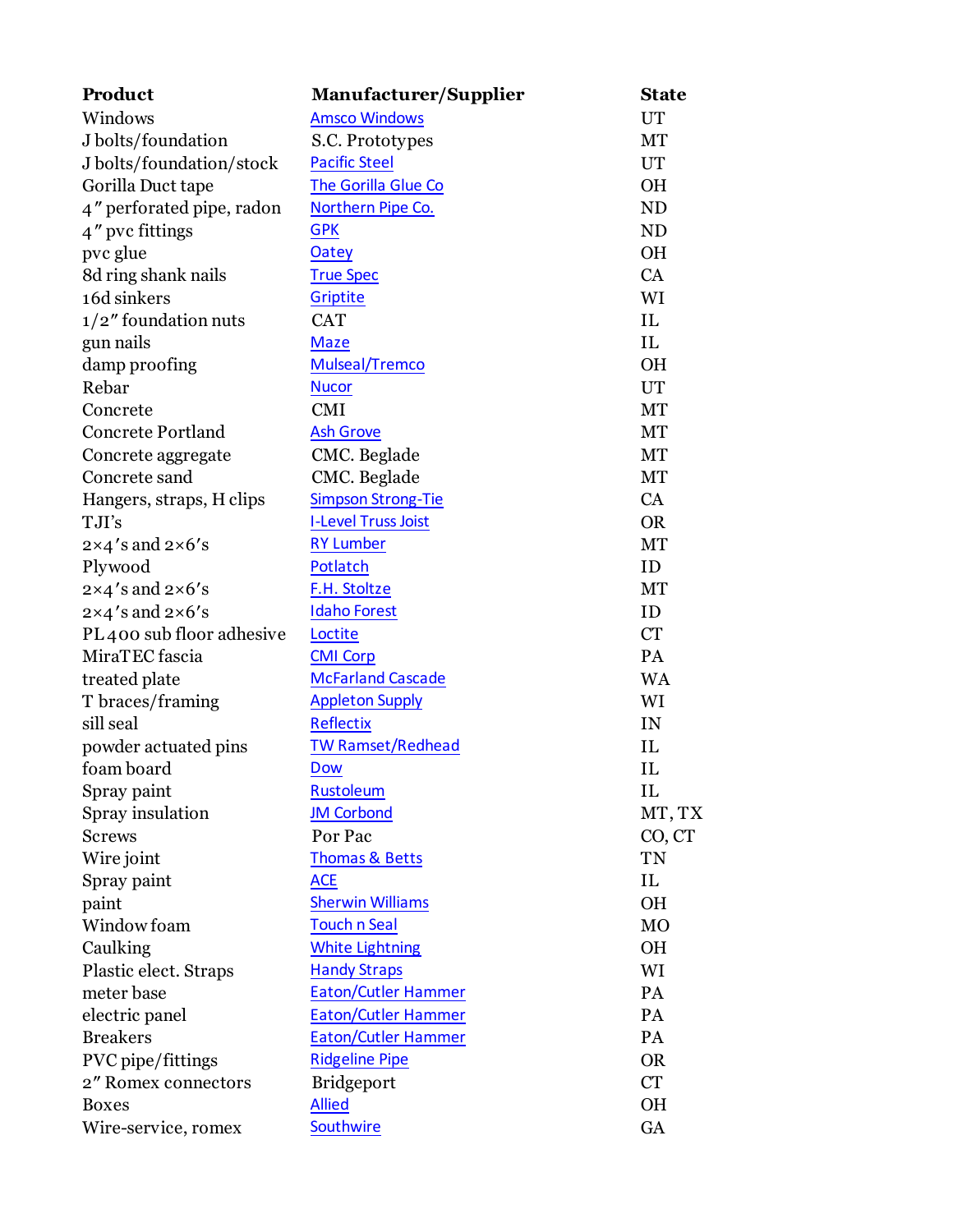| Product | Manufacturer/Supplier | State |
| --- | --- | --- |
| Windows | Amsco Windows | UT |
| J bolts/foundation | S.C. Prototypes | MT |
| J bolts/foundation/stock | Pacific Steel | UT |
| Gorilla Duct tape | The Gorilla Glue Co | OH |
| 4″ perforated pipe, radon | Northern Pipe Co. | ND |
| 4″ pvc fittings | GPK | ND |
| pvc glue | Oatey | OH |
| 8d ring shank nails | True Spec | CA |
| 16d sinkers | Griptite | WI |
| 1/2″ foundation nuts | CAT | IL |
| gun nails | Maze | IL |
| damp proofing | Mulseal/Tremco | OH |
| Rebar | Nucor | UT |
| Concrete | CMI | MT |
| Concrete Portland | Ash Grove | MT |
| Concrete aggregate | CMC. Beglade | MT |
| Concrete sand | CMC. Beglade | MT |
| Hangers, straps, H clips | Simpson Strong-Tie | CA |
| TJI's | I-Level Truss Joist | OR |
| 2×4's and 2×6's | RY Lumber | MT |
| Plywood | Potlatch | ID |
| 2×4's and 2×6's | F.H. Stoltze | MT |
| 2×4's and 2×6's | Idaho Forest | ID |
| PL400 sub floor adhesive | Loctite | CT |
| MiraTEC fascia | CMI Corp | PA |
| treated plate | McFarland Cascade | WA |
| T braces/framing | Appleton Supply | WI |
| sill seal | Reflectix | IN |
| powder actuated pins | TW Ramset/Redhead | IL |
| foam board | Dow | IL |
| Spray paint | Rustoleum | IL |
| Spray insulation | JM Corbond | MT, TX |
| Screws | Por Pac | CO, CT |
| Wire joint | Thomas & Betts | TN |
| Spray paint | ACE | IL |
| paint | Sherwin Williams | OH |
| Window foam | Touch n Seal | MO |
| Caulking | White Lightning | OH |
| Plastic elect. Straps | Handy Straps | WI |
| meter base | Eaton/Cutler Hammer | PA |
| electric panel | Eaton/Cutler Hammer | PA |
| Breakers | Eaton/Cutler Hammer | PA |
| PVC pipe/fittings | Ridgeline Pipe | OR |
| 2″ Romex connectors | Bridgeport | CT |
| Boxes | Allied | OH |
| Wire-service, romex | Southwire | GA |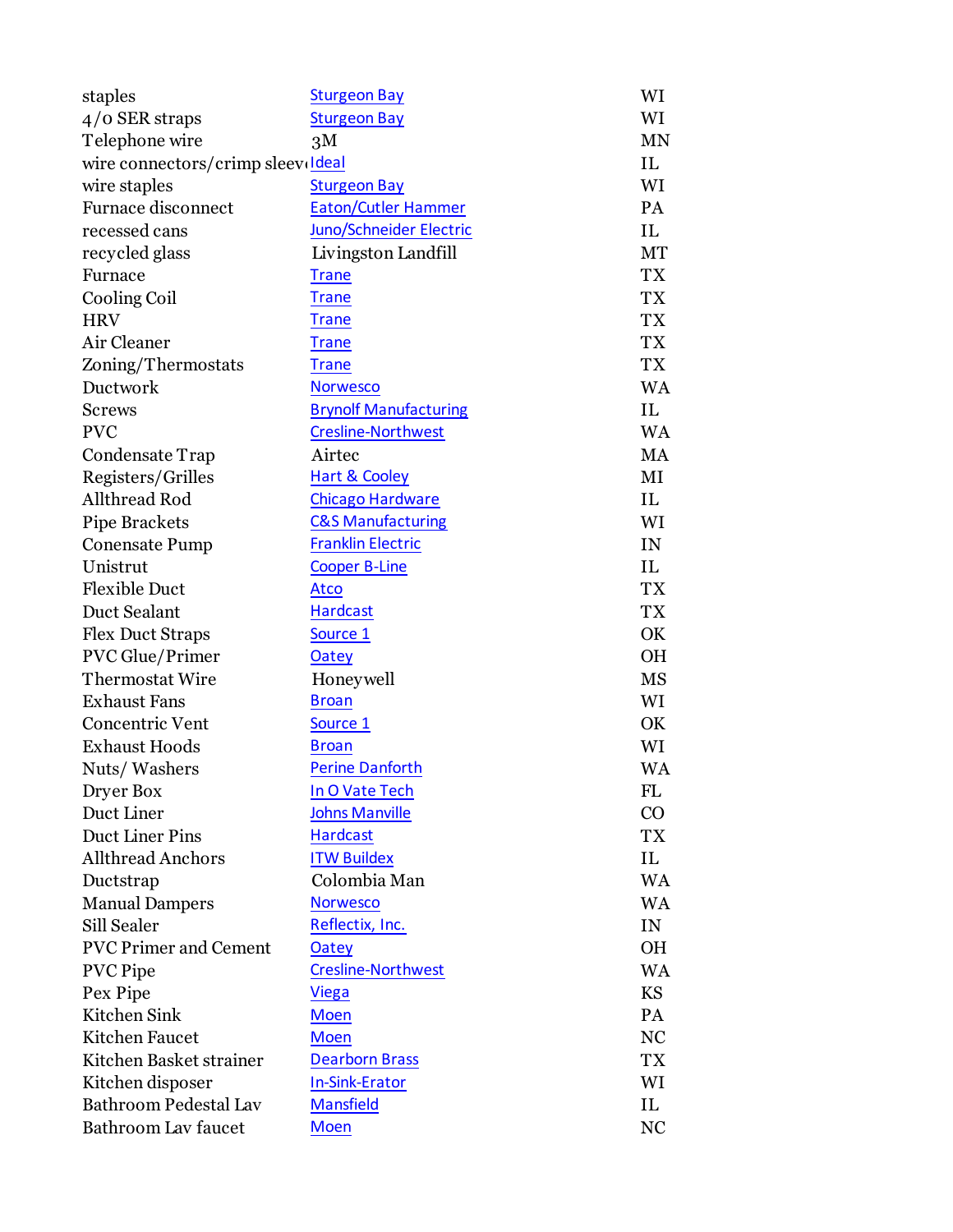| | | |
|---|---|---|
| staples | Sturgeon Bay | WI |
| 4/0 SER straps | Sturgeon Bay | WI |
| Telephone wire | 3M | MN |
| wire connectors/crimp sleev | Ideal | IL |
| wire staples | Sturgeon Bay | WI |
| Furnace disconnect | Eaton/Cutler Hammer | PA |
| recessed cans | Juno/Schneider Electric | IL |
| recycled glass | Livingston Landfill | MT |
| Furnace | Trane | TX |
| Cooling Coil | Trane | TX |
| HRV | Trane | TX |
| Air Cleaner | Trane | TX |
| Zoning/Thermostats | Trane | TX |
| Ductwork | Norwesco | WA |
| Screws | Brynolf Manufacturing | IL |
| PVC | Cresline-Northwest | WA |
| Condensate Trap | Airtec | MA |
| Registers/Grilles | Hart & Cooley | MI |
| Allthread Rod | Chicago Hardware | IL |
| Pipe Brackets | C&S Manufacturing | WI |
| Conensate Pump | Franklin Electric | IN |
| Unistrut | Cooper B-Line | IL |
| Flexible Duct | Atco | TX |
| Duct Sealant | Hardcast | TX |
| Flex Duct Straps | Source 1 | OK |
| PVC Glue/Primer | Oatey | OH |
| Thermostat Wire | Honeywell | MS |
| Exhaust Fans | Broan | WI |
| Concentric Vent | Source 1 | OK |
| Exhaust Hoods | Broan | WI |
| Nuts/ Washers | Perine Danforth | WA |
| Dryer Box | In O Vate Tech | FL |
| Duct Liner | Johns Manville | CO |
| Duct Liner Pins | Hardcast | TX |
| Allthread Anchors | ITW Buildex | IL |
| Ductstrap | Colombia Man | WA |
| Manual Dampers | Norwesco | WA |
| Sill Sealer | Reflectix, Inc. | IN |
| PVC Primer and Cement | Oatey | OH |
| PVC Pipe | Cresline-Northwest | WA |
| Pex Pipe | Viega | KS |
| Kitchen Sink | Moen | PA |
| Kitchen Faucet | Moen | NC |
| Kitchen Basket strainer | Dearborn Brass | TX |
| Kitchen disposer | In-Sink-Erator | WI |
| Bathroom Pedestal Lav | Mansfield | IL |
| Bathroom Lav faucet | Moen | NC |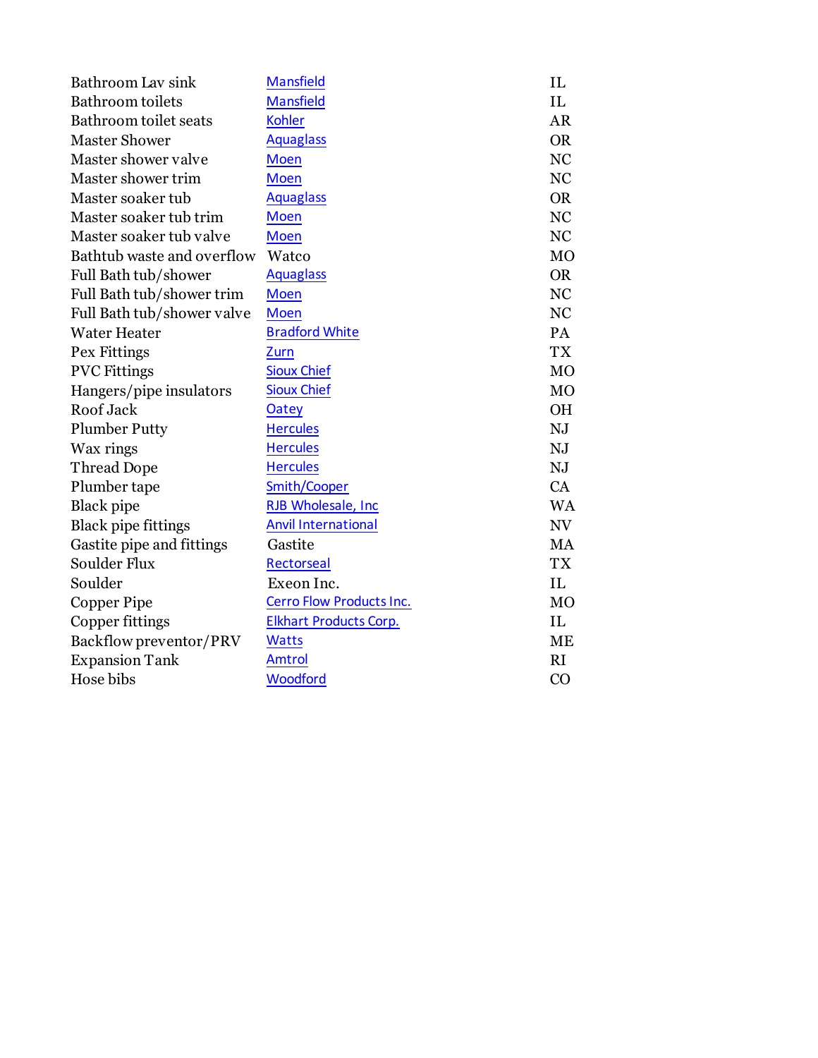| | | |
|---|---|---|
| Bathroom Lav sink | Mansfield | IL |
| Bathroom toilets | Mansfield | IL |
| Bathroom toilet seats | Kohler | AR |
| Master Shower | Aquaglass | OR |
| Master shower valve | Moen | NC |
| Master shower trim | Moen | NC |
| Master soaker tub | Aquaglass | OR |
| Master soaker tub trim | Moen | NC |
| Master soaker tub valve | Moen | NC |
| Bathtub waste and overflow | Watco | MO |
| Full Bath tub/shower | Aquaglass | OR |
| Full Bath tub/shower trim | Moen | NC |
| Full Bath tub/shower valve | Moen | NC |
| Water Heater | Bradford White | PA |
| Pex Fittings | Zurn | TX |
| PVC Fittings | Sioux Chief | MO |
| Hangers/pipe insulators | Sioux Chief | MO |
| Roof Jack | Oatey | OH |
| Plumber Putty | Hercules | NJ |
| Wax rings | Hercules | NJ |
| Thread Dope | Hercules | NJ |
| Plumber tape | Smith/Cooper | CA |
| Black pipe | RJB Wholesale, Inc | WA |
| Black pipe fittings | Anvil International | NV |
| Gastite pipe and fittings | Gastite | MA |
| Soulder Flux | Rectorseal | TX |
| Soulder | Exeon Inc. | IL |
| Copper Pipe | Cerro Flow Products Inc. | MO |
| Copper fittings | Elkhart Products Corp. | IL |
| Backflow preventor/PRV | Watts | ME |
| Expansion Tank | Amtrol | RI |
| Hose bibs | Woodford | CO |